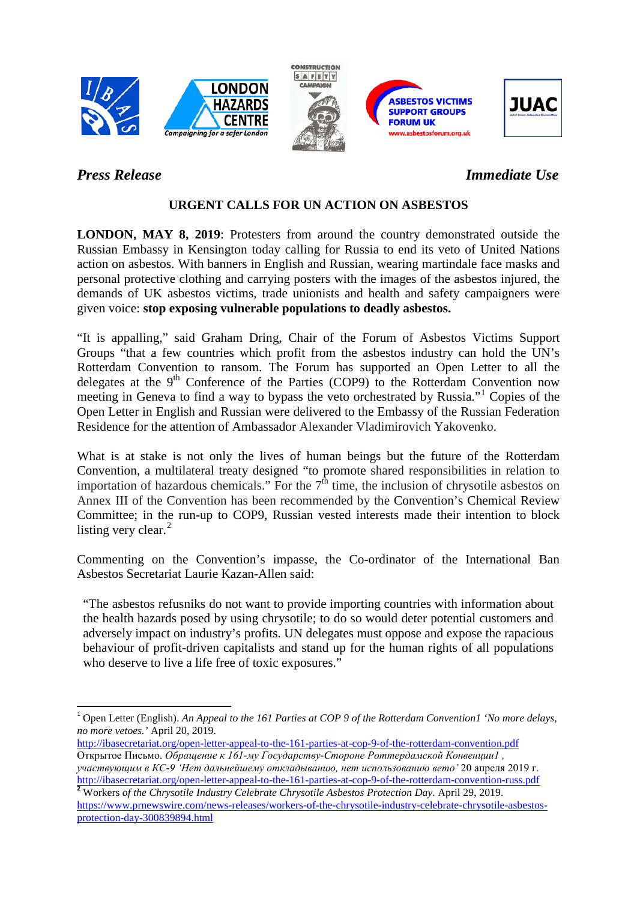*Press Release* *Immediate Use*

**URGENT CALLS FOR UN ACTION ON ASBESTOS**

**LONDON, MAY 8, 2019**: Protesters from around the country demonstrated outside the Russian Embassy in Kensington today calling for Russia to end its veto of United Nations action on asbestos. With banners in English and Russian, wearing martindale face masks and personal protective clothing and carrying posters with the images of the asbestos injured, the demands of UK asbestos victims, trade unionists and health and safety campaigners were given voice: **stop exposing vulnerable populations to deadly asbestos.**

"It is appalling," said Graham Dring, Chair of the Forum of Asbestos Victims Support Groups "that a few countries which profit from the asbestos industry can hold the UN's Rotterdam Convention to ransom. The Forum has supported an Open Letter to all the delegates at the 9th Conference of the Parties (COP9) to the Rotterdam Convention now meeting in Geneva to find a way to bypass the veto orchestrated by Russia."[1] Copies of the Open Letter in English and Russian were delivered to the Embassy of the Russian Federation Residence for the attention of Ambassador Alexander Vladimirovich Yakovenko.

What is at stake is not only the lives of human beings but the future of the Rotterdam Convention, a multilateral treaty designed "to promote shared responsibilities in relation to importation of hazardous chemicals." For the 7th time, the inclusion of chrysotile asbestos on Annex III of the Convention has been recommended by the Convention's Chemical Review Committee; in the run-up to COP9, Russian vested interests made their intention to block listing very clear.[2]

Commenting on the Convention's impasse, the Co-ordinator of the International Ban Asbestos Secretariat Laurie Kazan-Allen said:

> "The asbestos refusniks do not want to provide importing countries with information about the health hazards posed by using chrysotile; to do so would deter potential customers and adversely impact on industry's profits. UN delegates must oppose and expose the rapacious behaviour of profit-driven capitalists and stand up for the human rights of all populations who deserve to live a life free of toxic exposures."

---

[1] Open Letter (English). *An Appeal to the 161 Parties at COP 9 of the Rotterdam Convention1 'No more delays, no more vetoes.'* April 20, 2019.
http://ibasecretariat.org/open-letter-appeal-to-the-161-parties-at-cop-9-of-the-rotterdam-convention.pdf
Открытое Письмо. *Обращение к 161-му Государству-Стороне Роттердамской Конвенции1 , участвующим в КС-9 'Нет дальнейшему откладыванию, нет использованию вето'* 20 апреля 2019 г.
http://ibasecretariat.org/open-letter-appeal-to-the-161-parties-at-cop-9-of-the-rotterdam-convention-russ.pdf

[2] Workers *of the Chrysotile Industry Celebrate Chrysotile Asbestos Protection Day.* April 29, 2019.
https://www.prnewswire.com/news-releases/workers-of-the-chrysotile-industry-celebrate-chrysotile-asbestos-protection-day-300839894.html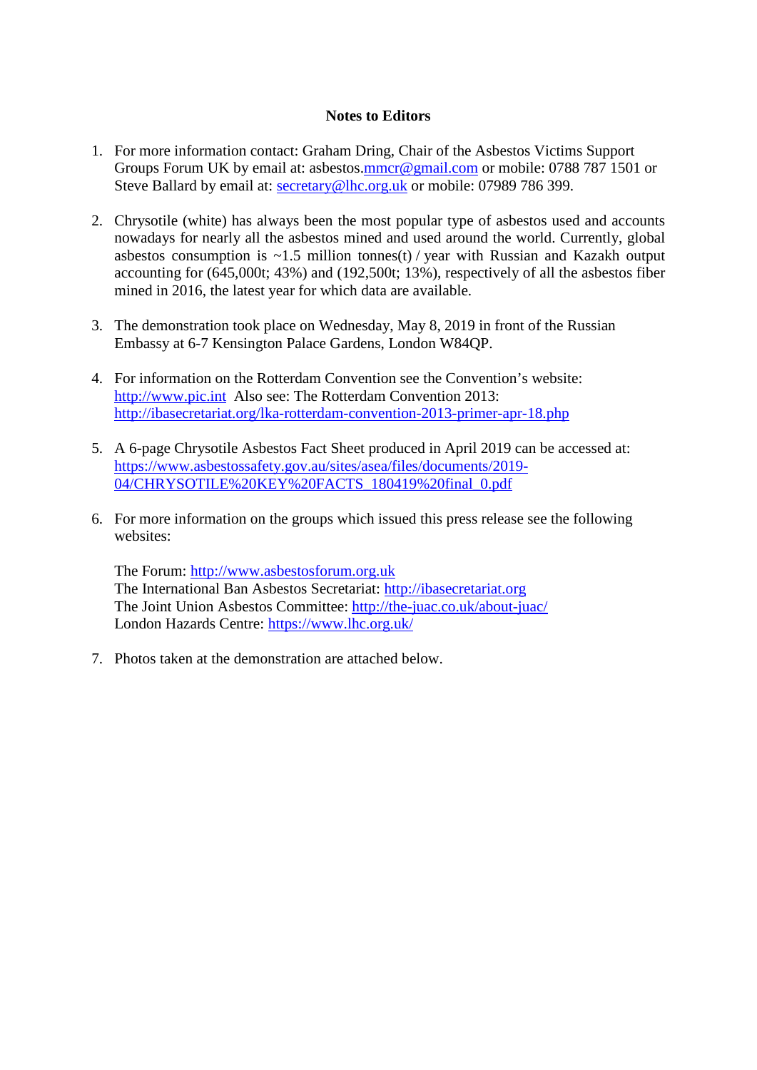**Notes to Editors**

1. For more information contact: Graham Dring, Chair of the Asbestos Victims Support Groups Forum UK by email at: asbestos.mmcr@gmail.com or mobile: 0788 787 1501 or Steve Ballard by email at: secretary@lhc.org.uk or mobile: 07989 786 399.

2. Chrysotile (white) has always been the most popular type of asbestos used and accounts nowadays for nearly all the asbestos mined and used around the world. Currently, global asbestos consumption is ~1.5 million tonnes(t) / year with Russian and Kazakh output accounting for (645,000t; 43%) and (192,500t; 13%), respectively of all the asbestos fiber mined in 2016, the latest year for which data are available.

3. The demonstration took place on Wednesday, May 8, 2019 in front of the Russian Embassy at 6-7 Kensington Palace Gardens, London W84QP.

4. For information on the Rotterdam Convention see the Convention's website: http://www.pic.int Also see: The Rotterdam Convention 2013: http://ibasecretariat.org/lka-rotterdam-convention-2013-primer-apr-18.php

5. A 6-page Chrysotile Asbestos Fact Sheet produced in April 2019 can be accessed at: https://www.asbestossafety.gov.au/sites/asea/files/documents/2019-04/CHRYSOTILE%20KEY%20FACTS_180419%20final_0.pdf

6. For more information on the groups which issued this press release see the following websites:

   The Forum: http://www.asbestosforum.org.uk
   The International Ban Asbestos Secretariat: http://ibasecretariat.org
   The Joint Union Asbestos Committee: http://the-juac.co.uk/about-juac/
   London Hazards Centre: https://www.lhc.org.uk/

7. Photos taken at the demonstration are attached below.